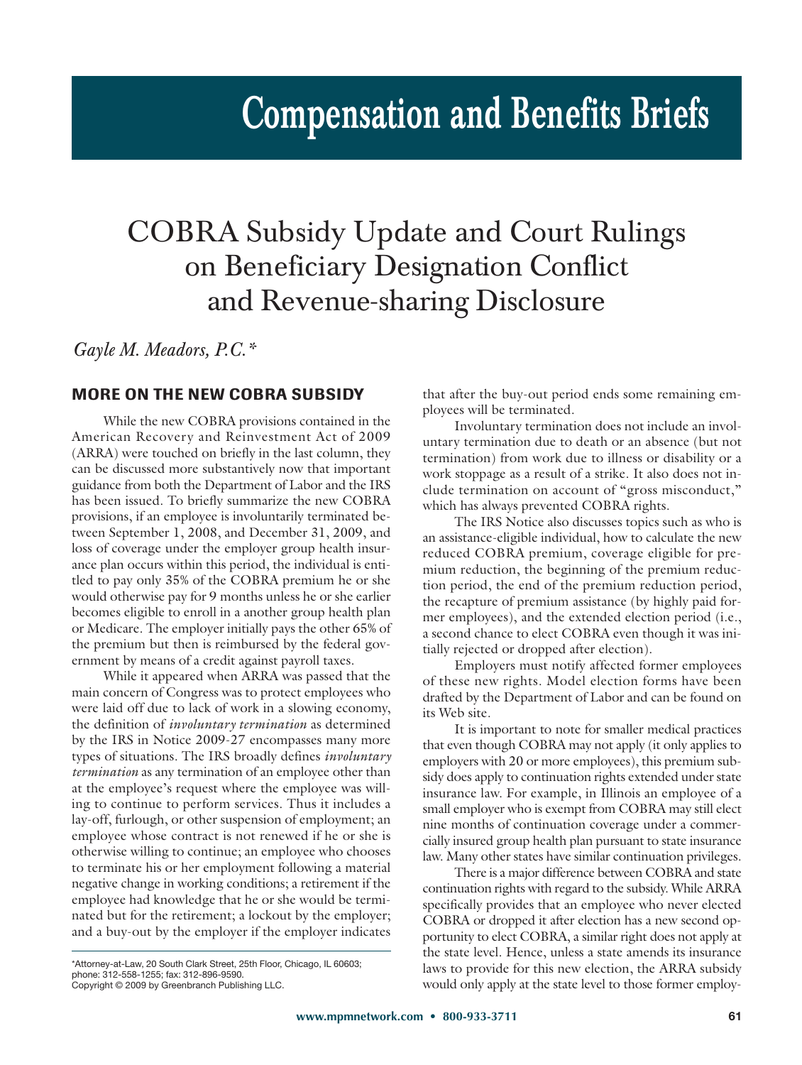# Compensation and Benefits Briefs

# COBRA Subsidy Update and Court Rulings on Beneficiary Designation Conflict and Revenue-sharing Disclosure

*Gayle M. Meadors, P.C.**

## MORE ON THE NEW COBRA SUBSIDY

While the new COBRA provisions contained in the American Recovery and Reinvestment Act of 2009 (ARRA) were touched on briefly in the last column, they can be discussed more substantively now that important guidance from both the Department of Labor and the IRS has been issued. To briefly summarize the new COBRA provisions, if an employee is involuntarily terminated between September 1, 2008, and December 31, 2009, and loss of coverage under the employer group health insurance plan occurs within this period, the individual is entitled to pay only 35% of the COBRA premium he or she would otherwise pay for 9 months unless he or she earlier becomes eligible to enroll in a another group health plan or Medicare. The employer initially pays the other 65% of the premium but then is reimbursed by the federal government by means of a credit against payroll taxes.

While it appeared when ARRA was passed that the main concern of Congress was to protect employees who were laid off due to lack of work in a slowing economy, the definition of *involuntary termination* as determined by the IRS in Notice 2009-27 encompasses many more types of situations. The IRS broadly defines *involuntary termination* as any termination of an employee other than at the employee's request where the employee was willing to continue to perform services. Thus it includes a lay-off, furlough, or other suspension of employment; an employee whose contract is not renewed if he or she is otherwise willing to continue; an employee who chooses to terminate his or her employment following a material negative change in working conditions; a retirement if the employee had knowledge that he or she would be terminated but for the retirement; a lockout by the employer; and a buy-out by the employer if the employer indicates that after the buy-out period ends some remaining employees will be terminated.

Involuntary termination does not include an involuntary termination due to death or an absence (but not termination) from work due to illness or disability or a work stoppage as a result of a strike. It also does not include termination on account of "gross misconduct," which has always prevented COBRA rights.

The IRS Notice also discusses topics such as who is an assistance-eligible individual, how to calculate the new reduced COBRA premium, coverage eligible for premium reduction, the beginning of the premium reduction period, the end of the premium reduction period, the recapture of premium assistance (by highly paid former employees), and the extended election period (i.e., a second chance to elect COBRA even though it was initially rejected or dropped after election).

Employers must notify affected former employees of these new rights. Model election forms have been drafted by the Department of Labor and can be found on its Web site.

It is important to note for smaller medical practices that even though COBRA may not apply (it only applies to employers with 20 or more employees), this premium subsidy does apply to continuation rights extended under state insurance law. For example, in Illinois an employee of a small employer who is exempt from COBRA may still elect nine months of continuation coverage under a commercially insured group health plan pursuant to state insurance law. Many other states have similar continuation privileges.

There is a major difference between COBRA and state continuation rights with regard to the subsidy. While ARRA specifically provides that an employee who never elected COBRA or dropped it after election has a new second opportunity to elect COBRA, a similar right does not apply at the state level. Hence, unless a state amends its insurance laws to provide for this new election, the ARRA subsidy would only apply at the state level to those former employ-

---

*Attorney-at-Law, 20 South Clark Street, 25th Floor, Chicago, IL 60603; phone: 312-558-1255; fax: 312-896-9590.
Copyright © 2009 by Greenbranch Publishing LLC.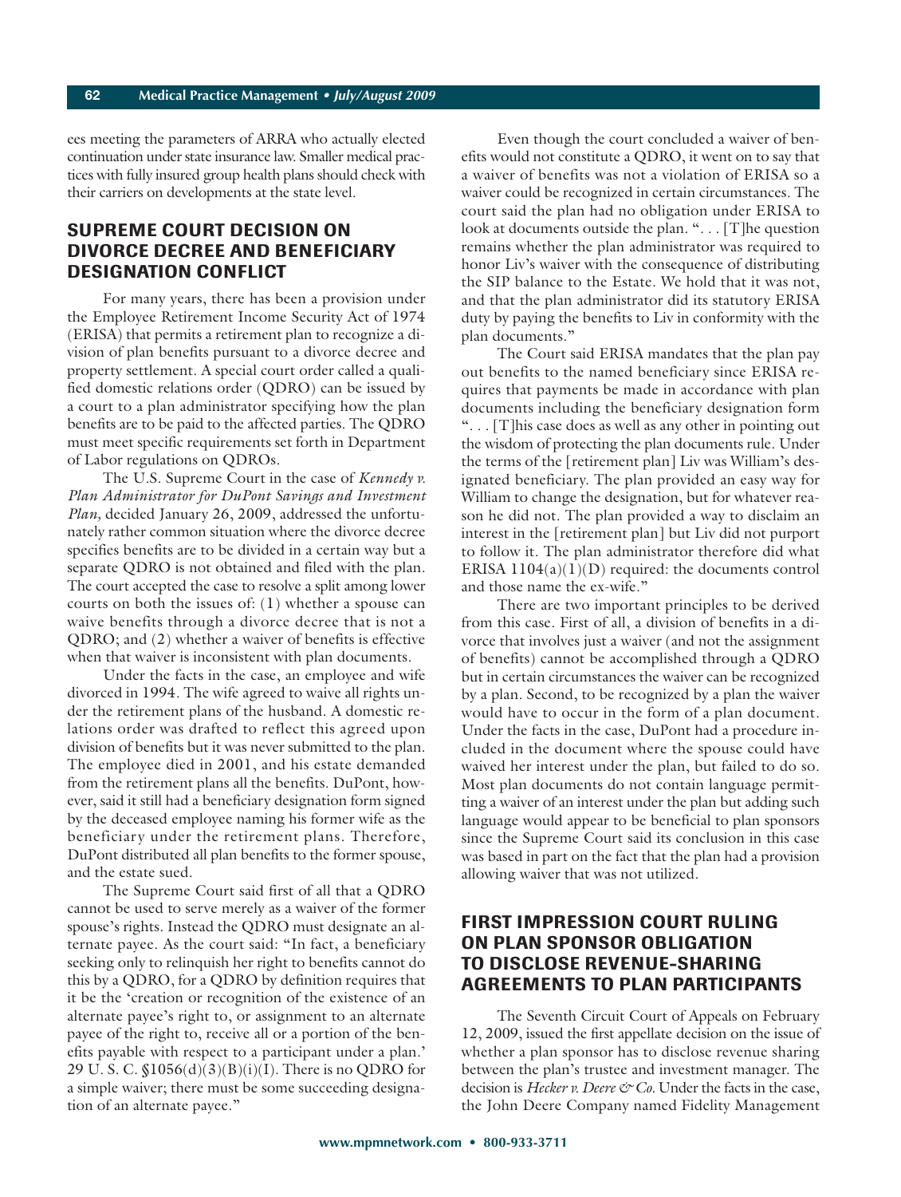ees meeting the parameters of ARRA who actually elected continuation under state insurance law. Smaller medical practices with fully insured group health plans should check with their carriers on developments at the state level.

## SUPREME COURT DECISION ON DIVORCE DECREE AND BENEFICIARY DESIGNATION CONFLICT

For many years, there has been a provision under the Employee Retirement Income Security Act of 1974 (ERISA) that permits a retirement plan to recognize a division of plan benefits pursuant to a divorce decree and property settlement. A special court order called a qualified domestic relations order (QDRO) can be issued by a court to a plan administrator specifying how the plan benefits are to be paid to the affected parties. The QDRO must meet specific requirements set forth in Department of Labor regulations on QDROs.

The U.S. Supreme Court in the case of *Kennedy v. Plan Administrator for DuPont Savings and Investment Plan,* decided January 26, 2009, addressed the unfortunately rather common situation where the divorce decree specifies benefits are to be divided in a certain way but a separate QDRO is not obtained and filed with the plan. The court accepted the case to resolve a split among lower courts on both the issues of: (1) whether a spouse can waive benefits through a divorce decree that is not a QDRO; and (2) whether a waiver of benefits is effective when that waiver is inconsistent with plan documents.

Under the facts in the case, an employee and wife divorced in 1994. The wife agreed to waive all rights under the retirement plans of the husband. A domestic relations order was drafted to reflect this agreed upon division of benefits but it was never submitted to the plan. The employee died in 2001, and his estate demanded from the retirement plans all the benefits. DuPont, however, said it still had a beneficiary designation form signed by the deceased employee naming his former wife as the beneficiary under the retirement plans. Therefore, DuPont distributed all plan benefits to the former spouse, and the estate sued.

The Supreme Court said first of all that a QDRO cannot be used to serve merely as a waiver of the former spouse's rights. Instead the QDRO must designate an alternate payee. As the court said: "In fact, a beneficiary seeking only to relinquish her right to benefits cannot do this by a QDRO, for a QDRO by definition requires that it be the 'creation or recognition of the existence of an alternate payee's right to, or assignment to an alternate payee of the right to, receive all or a portion of the benefits payable with respect to a participant under a plan.' 29 U. S. C. §1056(d)(3)(B)(i)(I). There is no QDRO for a simple waiver; there must be some succeeding designation of an alternate payee."

Even though the court concluded a waiver of benefits would not constitute a QDRO, it went on to say that a waiver of benefits was not a violation of ERISA so a waiver could be recognized in certain circumstances. The court said the plan had no obligation under ERISA to look at documents outside the plan. ". . . [T]he question remains whether the plan administrator was required to honor Liv's waiver with the consequence of distributing the SIP balance to the Estate. We hold that it was not, and that the plan administrator did its statutory ERISA duty by paying the benefits to Liv in conformity with the plan documents."

The Court said ERISA mandates that the plan pay out benefits to the named beneficiary since ERISA requires that payments be made in accordance with plan documents including the beneficiary designation form ". . . [T]his case does as well as any other in pointing out the wisdom of protecting the plan documents rule. Under the terms of the [retirement plan] Liv was William's designated beneficiary. The plan provided an easy way for William to change the designation, but for whatever reason he did not. The plan provided a way to disclaim an interest in the [retirement plan] but Liv did not purport to follow it. The plan administrator therefore did what ERISA 1104(a)(1)(D) required: the documents control and those name the ex-wife."

There are two important principles to be derived from this case. First of all, a division of benefits in a divorce that involves just a waiver (and not the assignment of benefits) cannot be accomplished through a QDRO but in certain circumstances the waiver can be recognized by a plan. Second, to be recognized by a plan the waiver would have to occur in the form of a plan document. Under the facts in the case, DuPont had a procedure included in the document where the spouse could have waived her interest under the plan, but failed to do so. Most plan documents do not contain language permitting a waiver of an interest under the plan but adding such language would appear to be beneficial to plan sponsors since the Supreme Court said its conclusion in this case was based in part on the fact that the plan had a provision allowing waiver that was not utilized.

## FIRST IMPRESSION COURT RULING ON PLAN SPONSOR OBLIGATION TO DISCLOSE REVENUE-SHARING AGREEMENTS TO PLAN PARTICIPANTS

The Seventh Circuit Court of Appeals on February 12, 2009, issued the first appellate decision on the issue of whether a plan sponsor has to disclose revenue sharing between the plan's trustee and investment manager. The decision is *Hecker v. Deere & Co.* Under the facts in the case, the John Deere Company named Fidelity Management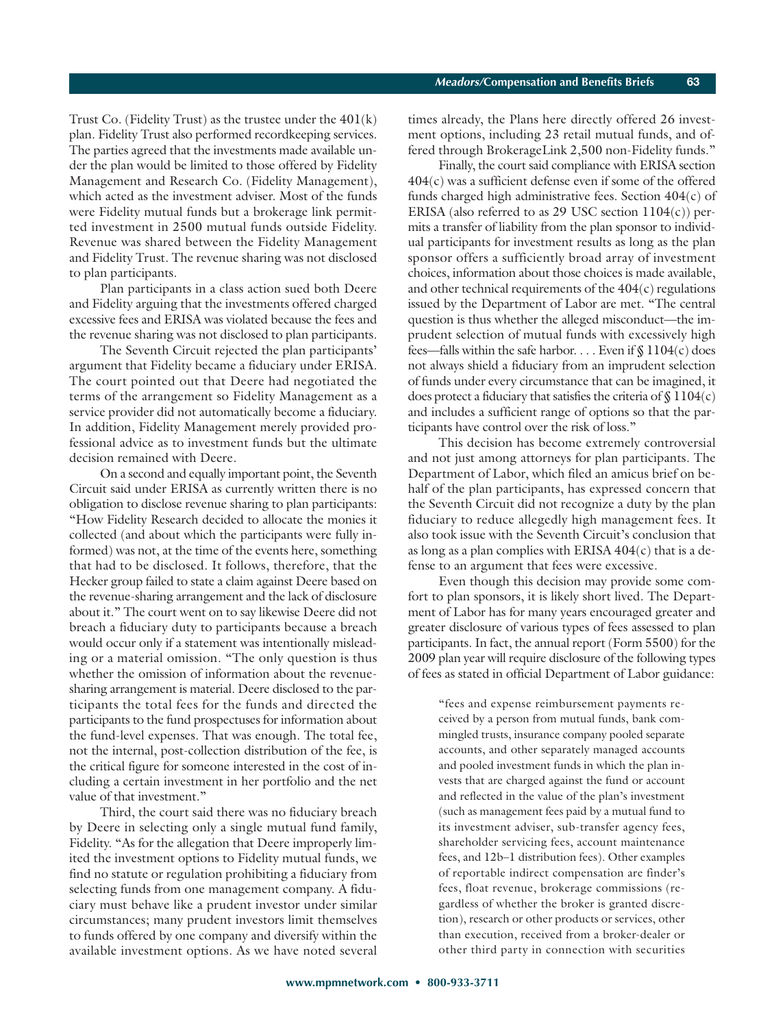Trust Co. (Fidelity Trust) as the trustee under the 401(k) plan. Fidelity Trust also performed recordkeeping services. The parties agreed that the investments made available under the plan would be limited to those offered by Fidelity Management and Research Co. (Fidelity Management), which acted as the investment adviser. Most of the funds were Fidelity mutual funds but a brokerage link permitted investment in 2500 mutual funds outside Fidelity. Revenue was shared between the Fidelity Management and Fidelity Trust. The revenue sharing was not disclosed to plan participants.

Plan participants in a class action sued both Deere and Fidelity arguing that the investments offered charged excessive fees and ERISA was violated because the fees and the revenue sharing was not disclosed to plan participants.

The Seventh Circuit rejected the plan participants' argument that Fidelity became a fiduciary under ERISA. The court pointed out that Deere had negotiated the terms of the arrangement so Fidelity Management as a service provider did not automatically become a fiduciary. In addition, Fidelity Management merely provided professional advice as to investment funds but the ultimate decision remained with Deere.

On a second and equally important point, the Seventh Circuit said under ERISA as currently written there is no obligation to disclose revenue sharing to plan participants: "How Fidelity Research decided to allocate the monies it collected (and about which the participants were fully informed) was not, at the time of the events here, something that had to be disclosed. It follows, therefore, that the Hecker group failed to state a claim against Deere based on the revenue-sharing arrangement and the lack of disclosure about it." The court went on to say likewise Deere did not breach a fiduciary duty to participants because a breach would occur only if a statement was intentionally misleading or a material omission. "The only question is thus whether the omission of information about the revenue-sharing arrangement is material. Deere disclosed to the participants the total fees for the funds and directed the participants to the fund prospectuses for information about the fund-level expenses. That was enough. The total fee, not the internal, post-collection distribution of the fee, is the critical figure for someone interested in the cost of including a certain investment in her portfolio and the net value of that investment."

Third, the court said there was no fiduciary breach by Deere in selecting only a single mutual fund family, Fidelity. "As for the allegation that Deere improperly limited the investment options to Fidelity mutual funds, we find no statute or regulation prohibiting a fiduciary from selecting funds from one management company. A fiduciary must behave like a prudent investor under similar circumstances; many prudent investors limit themselves to funds offered by one company and diversify within the available investment options. As we have noted several times already, the Plans here directly offered 26 investment options, including 23 retail mutual funds, and offered through BrokerageLink 2,500 non-Fidelity funds."

Finally, the court said compliance with ERISA section 404(c) was a sufficient defense even if some of the offered funds charged high administrative fees. Section 404(c) of ERISA (also referred to as 29 USC section 1104(c)) permits a transfer of liability from the plan sponsor to individual participants for investment results as long as the plan sponsor offers a sufficiently broad array of investment choices, information about those choices is made available, and other technical requirements of the 404(c) regulations issued by the Department of Labor are met. "The central question is thus whether the alleged misconduct—the imprudent selection of mutual funds with excessively high fees—falls within the safe harbor. . . . Even if § 1104(c) does not always shield a fiduciary from an imprudent selection of funds under every circumstance that can be imagined, it does protect a fiduciary that satisfies the criteria of § 1104(c) and includes a sufficient range of options so that the participants have control over the risk of loss."

This decision has become extremely controversial and not just among attorneys for plan participants. The Department of Labor, which filed an amicus brief on behalf of the plan participants, has expressed concern that the Seventh Circuit did not recognize a duty by the plan fiduciary to reduce allegedly high management fees. It also took issue with the Seventh Circuit's conclusion that as long as a plan complies with ERISA 404(c) that is a defense to an argument that fees were excessive.

Even though this decision may provide some comfort to plan sponsors, it is likely short lived. The Department of Labor has for many years encouraged greater and greater disclosure of various types of fees assessed to plan participants. In fact, the annual report (Form 5500) for the 2009 plan year will require disclosure of the following types of fees as stated in official Department of Labor guidance:

> "fees and expense reimbursement payments received by a person from mutual funds, bank commingled trusts, insurance company pooled separate accounts, and other separately managed accounts and pooled investment funds in which the plan invests that are charged against the fund or account and reflected in the value of the plan's investment (such as management fees paid by a mutual fund to its investment adviser, sub-transfer agency fees, shareholder servicing fees, account maintenance fees, and 12b–1 distribution fees). Other examples of reportable indirect compensation are finder's fees, float revenue, brokerage commissions (regardless of whether the broker is granted discretion), research or other products or services, other than execution, received from a broker-dealer or other third party in connection with securities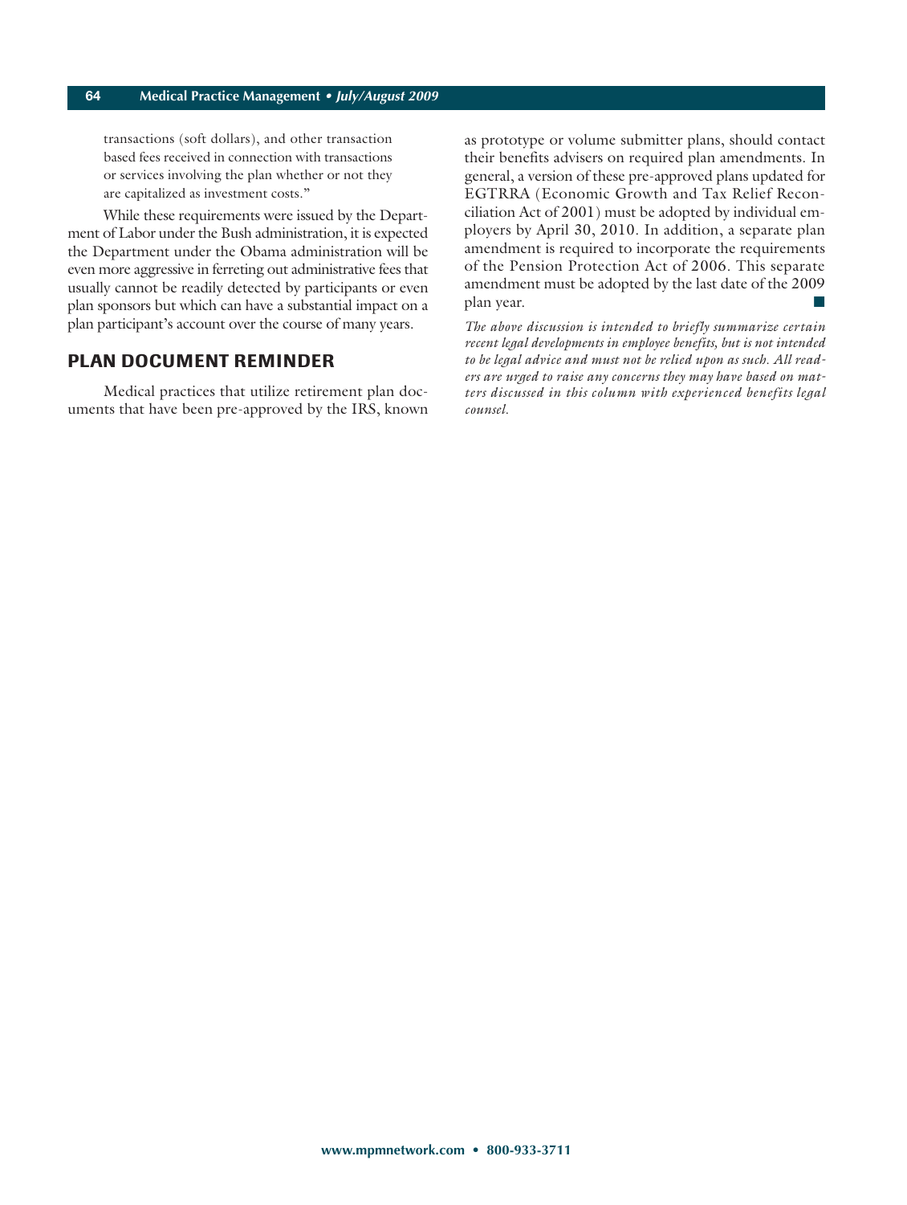transactions (soft dollars), and other transaction based fees received in connection with transactions or services involving the plan whether or not they are capitalized as investment costs."

While these requirements were issued by the Department of Labor under the Bush administration, it is expected the Department under the Obama administration will be even more aggressive in ferreting out administrative fees that usually cannot be readily detected by participants or even plan sponsors but which can have a substantial impact on a plan participant's account over the course of many years.

## PLAN DOCUMENT REMINDER

Medical practices that utilize retirement plan documents that have been pre-approved by the IRS, known as prototype or volume submitter plans, should contact their benefits advisers on required plan amendments. In general, a version of these pre-approved plans updated for EGTRRA (Economic Growth and Tax Relief Reconciliation Act of 2001) must be adopted by individual employers by April 30, 2010. In addition, a separate plan amendment is required to incorporate the requirements of the Pension Protection Act of 2006. This separate amendment must be adopted by the last date of the 2009 plan year. ■

*The above discussion is intended to briefly summarize certain recent legal developments in employee benefits, but is not intended to be legal advice and must not be relied upon as such. All readers are urged to raise any concerns they may have based on matters discussed in this column with experienced benefits legal counsel.*